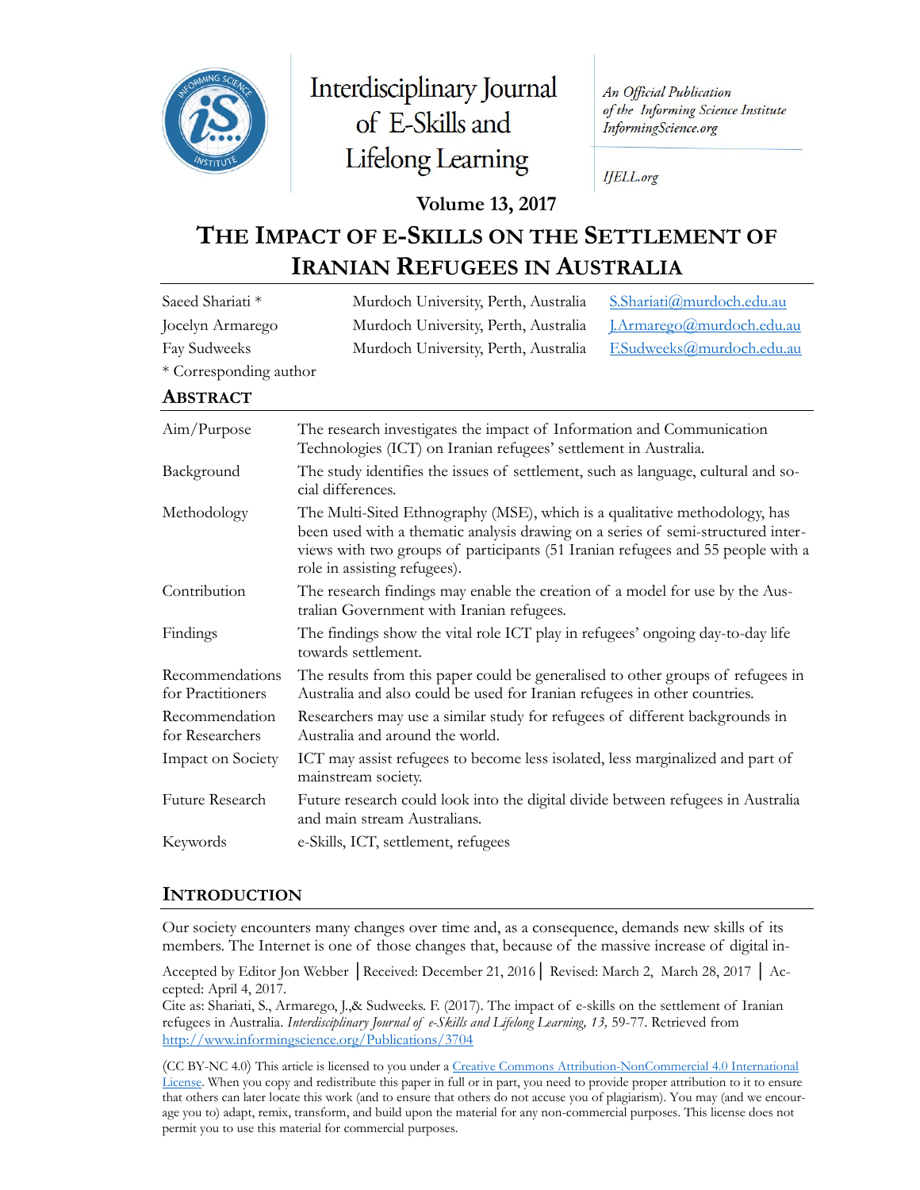Interdisciplinary Journal of E-Skills and Lifelong Learning

*An Official Publication of the Informing Science Institute InformingScience.org*

*IJELL.org*

**Volume 13, 2017**

# THE IMPACT OF E-SKILLS ON THE SETTLEMENT OF IRANIAN REFUGEES IN AUSTRALIA

| | | |
|---|---|---|
| Saeed Shariati * | Murdoch University, Perth, Australia | S.Shariati@murdoch.edu.au |
| Jocelyn Armarego | Murdoch University, Perth, Australia | J.Armarego@murdoch.edu.au |
| Fay Sudweeks | Murdoch University, Perth, Australia | F.Sudweeks@murdoch.edu.au |

\* Corresponding author

## ABSTRACT

| | |
|---|---|
| Aim/Purpose | The research investigates the impact of Information and Communication Technologies (ICT) on Iranian refugees' settlement in Australia. |
| Background | The study identifies the issues of settlement, such as language, cultural and social differences. |
| Methodology | The Multi-Sited Ethnography (MSE), which is a qualitative methodology, has been used with a thematic analysis drawing on a series of semi-structured interviews with two groups of participants (51 Iranian refugees and 55 people with a role in assisting refugees). |
| Contribution | The research findings may enable the creation of a model for use by the Australian Government with Iranian refugees. |
| Findings | The findings show the vital role ICT play in refugees' ongoing day-to-day life towards settlement. |
| Recommendations for Practitioners | The results from this paper could be generalised to other groups of refugees in Australia and also could be used for Iranian refugees in other countries. |
| Recommendation for Researchers | Researchers may use a similar study for refugees of different backgrounds in Australia and around the world. |
| Impact on Society | ICT may assist refugees to become less isolated, less marginalized and part of mainstream society. |
| Future Research | Future research could look into the digital divide between refugees in Australia and main stream Australians. |
| Keywords | e-Skills, ICT, settlement, refugees |

## INTRODUCTION

Our society encounters many changes over time and, as a consequence, demands new skills of its members. The Internet is one of those changes that, because of the massive increase of digital in-

Accepted by Editor Jon Webber │Received: December 21, 2016│ Revised: March 2, March 28, 2017 │ Accepted: April 4, 2017.

Cite as: Shariati, S., Armarego, J.,& Sudweeks. F. (2017). The impact of e-skills on the settlement of Iranian refugees in Australia. *Interdisciplinary Journal of e-Skills and Lifelong Learning, 13,* 59-77. Retrieved from http://www.informingscience.org/Publications/3704

(CC BY-NC 4.0) This article is licensed to you under a Creative Commons Attribution-NonCommercial 4.0 International License. When you copy and redistribute this paper in full or in part, you need to provide proper attribution to it to ensure that others can later locate this work (and to ensure that others do not accuse you of plagiarism). You may (and we encourage you to) adapt, remix, transform, and build upon the material for any non-commercial purposes. This license does not permit you to use this material for commercial purposes.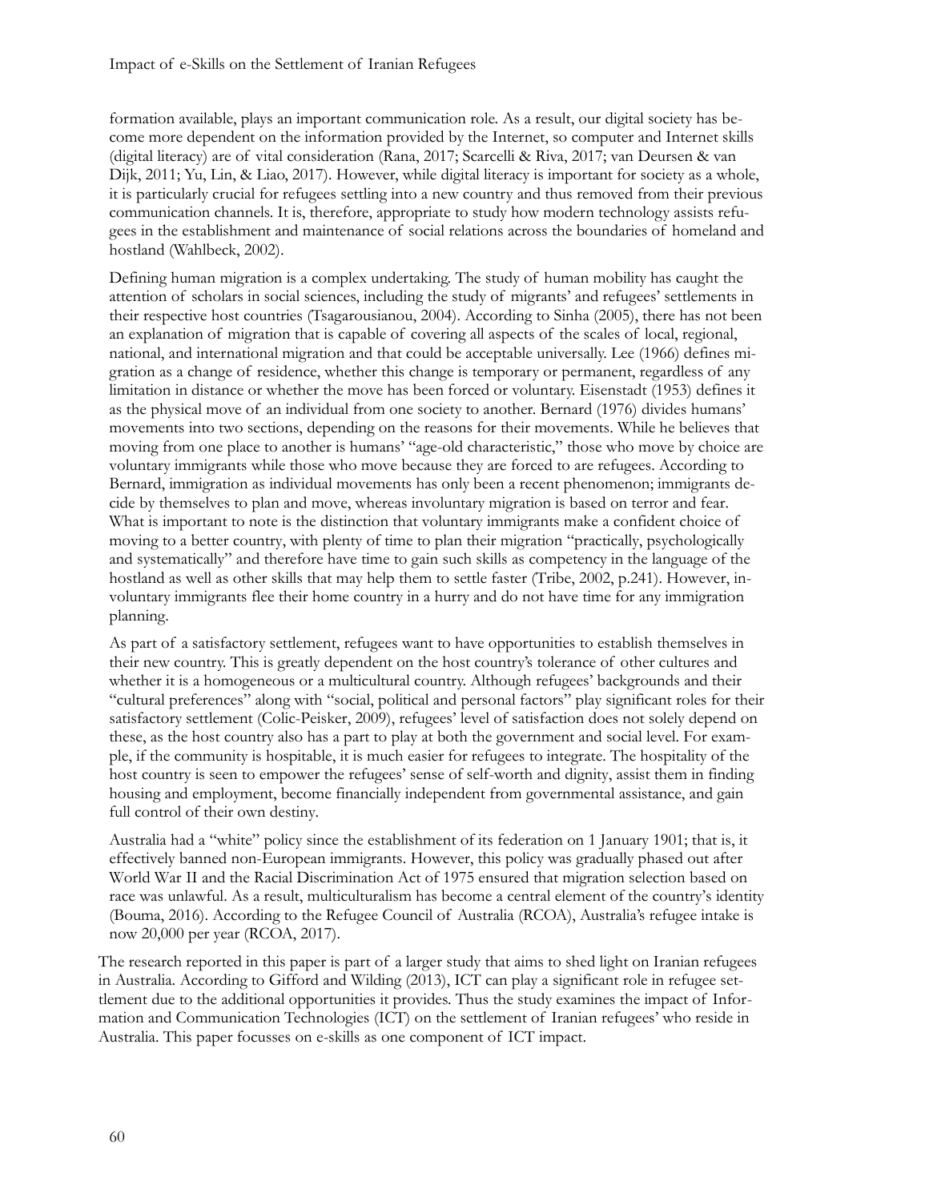formation available, plays an important communication role. As a result, our digital society has become more dependent on the information provided by the Internet, so computer and Internet skills (digital literacy) are of vital consideration (Rana, 2017; Scarcelli & Riva, 2017; van Deursen & van Dijk, 2011; Yu, Lin, & Liao, 2017). However, while digital literacy is important for society as a whole, it is particularly crucial for refugees settling into a new country and thus removed from their previous communication channels. It is, therefore, appropriate to study how modern technology assists refugees in the establishment and maintenance of social relations across the boundaries of homeland and hostland (Wahlbeck, 2002).

Defining human migration is a complex undertaking. The study of human mobility has caught the attention of scholars in social sciences, including the study of migrants' and refugees' settlements in their respective host countries (Tsagarousianou, 2004). According to Sinha (2005), there has not been an explanation of migration that is capable of covering all aspects of the scales of local, regional, national, and international migration and that could be acceptable universally. Lee (1966) defines migration as a change of residence, whether this change is temporary or permanent, regardless of any limitation in distance or whether the move has been forced or voluntary. Eisenstadt (1953) defines it as the physical move of an individual from one society to another. Bernard (1976) divides humans' movements into two sections, depending on the reasons for their movements. While he believes that moving from one place to another is humans' "age-old characteristic," those who move by choice are voluntary immigrants while those who move because they are forced to are refugees. According to Bernard, immigration as individual movements has only been a recent phenomenon; immigrants decide by themselves to plan and move, whereas involuntary migration is based on terror and fear. What is important to note is the distinction that voluntary immigrants make a confident choice of moving to a better country, with plenty of time to plan their migration "practically, psychologically and systematically" and therefore have time to gain such skills as competency in the language of the hostland as well as other skills that may help them to settle faster (Tribe, 2002, p.241). However, involuntary immigrants flee their home country in a hurry and do not have time for any immigration planning.

As part of a satisfactory settlement, refugees want to have opportunities to establish themselves in their new country. This is greatly dependent on the host country's tolerance of other cultures and whether it is a homogeneous or a multicultural country. Although refugees' backgrounds and their "cultural preferences" along with "social, political and personal factors" play significant roles for their satisfactory settlement (Colic-Peisker, 2009), refugees' level of satisfaction does not solely depend on these, as the host country also has a part to play at both the government and social level. For example, if the community is hospitable, it is much easier for refugees to integrate. The hospitality of the host country is seen to empower the refugees' sense of self-worth and dignity, assist them in finding housing and employment, become financially independent from governmental assistance, and gain full control of their own destiny.

Australia had a "white" policy since the establishment of its federation on 1 January 1901; that is, it effectively banned non-European immigrants. However, this policy was gradually phased out after World War II and the Racial Discrimination Act of 1975 ensured that migration selection based on race was unlawful. As a result, multiculturalism has become a central element of the country's identity (Bouma, 2016). According to the Refugee Council of Australia (RCOA), Australia's refugee intake is now 20,000 per year (RCOA, 2017).

The research reported in this paper is part of a larger study that aims to shed light on Iranian refugees in Australia. According to Gifford and Wilding (2013), ICT can play a significant role in refugee settlement due to the additional opportunities it provides. Thus the study examines the impact of Information and Communication Technologies (ICT) on the settlement of Iranian refugees' who reside in Australia. This paper focusses on e-skills as one component of ICT impact.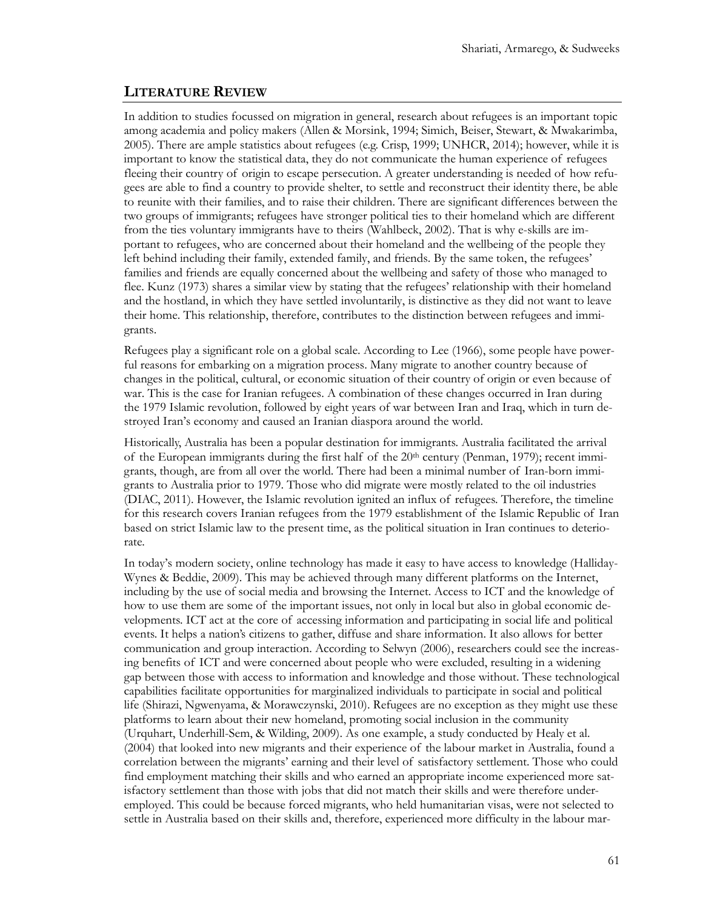## LITERATURE REVIEW

In addition to studies focussed on migration in general, research about refugees is an important topic among academia and policy makers (Allen & Morsink, 1994; Simich, Beiser, Stewart, & Mwakarimba, 2005). There are ample statistics about refugees (e.g. Crisp, 1999; UNHCR, 2014); however, while it is important to know the statistical data, they do not communicate the human experience of refugees fleeing their country of origin to escape persecution. A greater understanding is needed of how refugees are able to find a country to provide shelter, to settle and reconstruct their identity there, be able to reunite with their families, and to raise their children. There are significant differences between the two groups of immigrants; refugees have stronger political ties to their homeland which are different from the ties voluntary immigrants have to theirs (Wahlbeck, 2002). That is why e-skills are important to refugees, who are concerned about their homeland and the wellbeing of the people they left behind including their family, extended family, and friends. By the same token, the refugees' families and friends are equally concerned about the wellbeing and safety of those who managed to flee. Kunz (1973) shares a similar view by stating that the refugees' relationship with their homeland and the hostland, in which they have settled involuntarily, is distinctive as they did not want to leave their home. This relationship, therefore, contributes to the distinction between refugees and immigrants.

Refugees play a significant role on a global scale. According to Lee (1966), some people have powerful reasons for embarking on a migration process. Many migrate to another country because of changes in the political, cultural, or economic situation of their country of origin or even because of war. This is the case for Iranian refugees. A combination of these changes occurred in Iran during the 1979 Islamic revolution, followed by eight years of war between Iran and Iraq, which in turn destroyed Iran's economy and caused an Iranian diaspora around the world.

Historically, Australia has been a popular destination for immigrants. Australia facilitated the arrival of the European immigrants during the first half of the 20th century (Penman, 1979); recent immigrants, though, are from all over the world. There had been a minimal number of Iran-born immigrants to Australia prior to 1979. Those who did migrate were mostly related to the oil industries (DIAC, 2011). However, the Islamic revolution ignited an influx of refugees. Therefore, the timeline for this research covers Iranian refugees from the 1979 establishment of the Islamic Republic of Iran based on strict Islamic law to the present time, as the political situation in Iran continues to deteriorate.

In today's modern society, online technology has made it easy to have access to knowledge (Halliday-Wynes & Beddie, 2009). This may be achieved through many different platforms on the Internet, including by the use of social media and browsing the Internet. Access to ICT and the knowledge of how to use them are some of the important issues, not only in local but also in global economic developments. ICT act at the core of accessing information and participating in social life and political events. It helps a nation's citizens to gather, diffuse and share information. It also allows for better communication and group interaction. According to Selwyn (2006), researchers could see the increasing benefits of ICT and were concerned about people who were excluded, resulting in a widening gap between those with access to information and knowledge and those without. These technological capabilities facilitate opportunities for marginalized individuals to participate in social and political life (Shirazi, Ngwenyama, & Morawczynski, 2010). Refugees are no exception as they might use these platforms to learn about their new homeland, promoting social inclusion in the community (Urquhart, Underhill-Sem, & Wilding, 2009). As one example, a study conducted by Healy et al. (2004) that looked into new migrants and their experience of the labour market in Australia, found a correlation between the migrants' earning and their level of satisfactory settlement. Those who could find employment matching their skills and who earned an appropriate income experienced more satisfactory settlement than those with jobs that did not match their skills and were therefore underemployed. This could be because forced migrants, who held humanitarian visas, were not selected to settle in Australia based on their skills and, therefore, experienced more difficulty in the labour mar-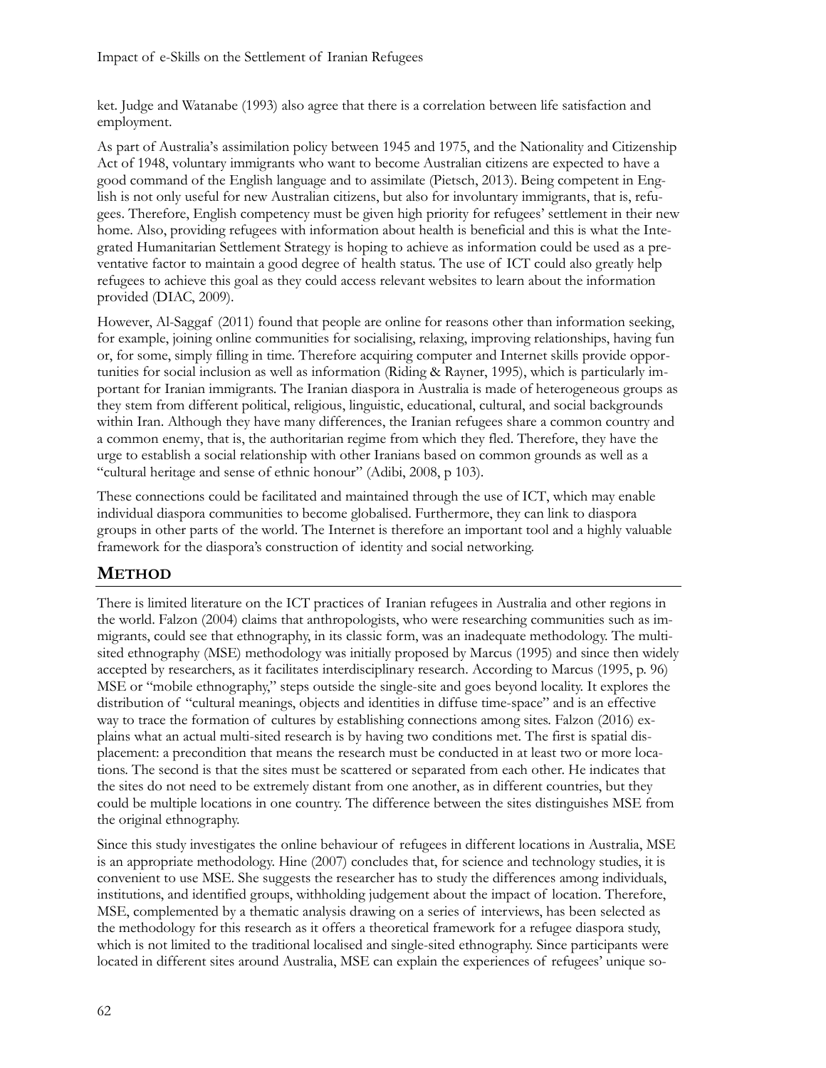ket. Judge and Watanabe (1993) also agree that there is a correlation between life satisfaction and employment.

As part of Australia's assimilation policy between 1945 and 1975, and the Nationality and Citizenship Act of 1948, voluntary immigrants who want to become Australian citizens are expected to have a good command of the English language and to assimilate (Pietsch, 2013). Being competent in English is not only useful for new Australian citizens, but also for involuntary immigrants, that is, refugees. Therefore, English competency must be given high priority for refugees' settlement in their new home. Also, providing refugees with information about health is beneficial and this is what the Integrated Humanitarian Settlement Strategy is hoping to achieve as information could be used as a preventative factor to maintain a good degree of health status. The use of ICT could also greatly help refugees to achieve this goal as they could access relevant websites to learn about the information provided (DIAC, 2009).

However, Al-Saggaf (2011) found that people are online for reasons other than information seeking, for example, joining online communities for socialising, relaxing, improving relationships, having fun or, for some, simply filling in time. Therefore acquiring computer and Internet skills provide opportunities for social inclusion as well as information (Riding & Rayner, 1995), which is particularly important for Iranian immigrants. The Iranian diaspora in Australia is made of heterogeneous groups as they stem from different political, religious, linguistic, educational, cultural, and social backgrounds within Iran. Although they have many differences, the Iranian refugees share a common country and a common enemy, that is, the authoritarian regime from which they fled. Therefore, they have the urge to establish a social relationship with other Iranians based on common grounds as well as a "cultural heritage and sense of ethnic honour" (Adibi, 2008, p 103).

These connections could be facilitated and maintained through the use of ICT, which may enable individual diaspora communities to become globalised. Furthermore, they can link to diaspora groups in other parts of the world. The Internet is therefore an important tool and a highly valuable framework for the diaspora's construction of identity and social networking.

## METHOD

There is limited literature on the ICT practices of Iranian refugees in Australia and other regions in the world. Falzon (2004) claims that anthropologists, who were researching communities such as immigrants, could see that ethnography, in its classic form, was an inadequate methodology. The multi-sited ethnography (MSE) methodology was initially proposed by Marcus (1995) and since then widely accepted by researchers, as it facilitates interdisciplinary research. According to Marcus (1995, p. 96) MSE or "mobile ethnography," steps outside the single-site and goes beyond locality. It explores the distribution of "cultural meanings, objects and identities in diffuse time-space" and is an effective way to trace the formation of cultures by establishing connections among sites. Falzon (2016) explains what an actual multi-sited research is by having two conditions met. The first is spatial displacement: a precondition that means the research must be conducted in at least two or more locations. The second is that the sites must be scattered or separated from each other. He indicates that the sites do not need to be extremely distant from one another, as in different countries, but they could be multiple locations in one country. The difference between the sites distinguishes MSE from the original ethnography.

Since this study investigates the online behaviour of refugees in different locations in Australia, MSE is an appropriate methodology. Hine (2007) concludes that, for science and technology studies, it is convenient to use MSE. She suggests the researcher has to study the differences among individuals, institutions, and identified groups, withholding judgement about the impact of location. Therefore, MSE, complemented by a thematic analysis drawing on a series of interviews, has been selected as the methodology for this research as it offers a theoretical framework for a refugee diaspora study, which is not limited to the traditional localised and single-sited ethnography. Since participants were located in different sites around Australia, MSE can explain the experiences of refugees' unique so-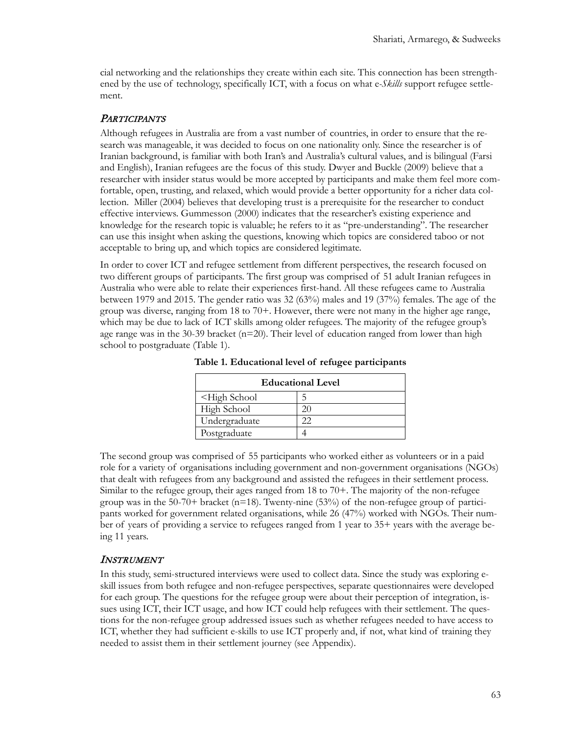cial networking and the relationships they create within each site. This connection has been strengthened by the use of technology, specifically ICT, with a focus on what e-*Skills* support refugee settlement.

## Participants

Although refugees in Australia are from a vast number of countries, in order to ensure that the research was manageable, it was decided to focus on one nationality only. Since the researcher is of Iranian background, is familiar with both Iran's and Australia's cultural values, and is bilingual (Farsi and English), Iranian refugees are the focus of this study. Dwyer and Buckle (2009) believe that a researcher with insider status would be more accepted by participants and make them feel more comfortable, open, trusting, and relaxed, which would provide a better opportunity for a richer data collection. Miller (2004) believes that developing trust is a prerequisite for the researcher to conduct effective interviews. Gummesson (2000) indicates that the researcher's existing experience and knowledge for the research topic is valuable; he refers to it as "pre-understanding". The researcher can use this insight when asking the questions, knowing which topics are considered taboo or not acceptable to bring up, and which topics are considered legitimate.

In order to cover ICT and refugee settlement from different perspectives, the research focused on two different groups of participants. The first group was comprised of 51 adult Iranian refugees in Australia who were able to relate their experiences first-hand. All these refugees came to Australia between 1979 and 2015. The gender ratio was 32 (63%) males and 19 (37%) females. The age of the group was diverse, ranging from 18 to 70+. However, there were not many in the higher age range, which may be due to lack of ICT skills among older refugees. The majority of the refugee group's age range was in the 30-39 bracket (n=20). Their level of education ranged from lower than high school to postgraduate (Table 1).

**Table 1. Educational level of refugee participants**

| Educational Level | |
|---|---|
| <High School | 5 |
| High School | 20 |
| Undergraduate | 22 |
| Postgraduate | 4 |

The second group was comprised of 55 participants who worked either as volunteers or in a paid role for a variety of organisations including government and non-government organisations (NGOs) that dealt with refugees from any background and assisted the refugees in their settlement process. Similar to the refugee group, their ages ranged from 18 to 70+. The majority of the non-refugee group was in the 50-70+ bracket (n=18). Twenty-nine (53%) of the non-refugee group of participants worked for government related organisations, while 26 (47%) worked with NGOs. Their number of years of providing a service to refugees ranged from 1 year to 35+ years with the average being 11 years.

## Instrument

In this study, semi-structured interviews were used to collect data. Since the study was exploring e-skill issues from both refugee and non-refugee perspectives, separate questionnaires were developed for each group. The questions for the refugee group were about their perception of integration, issues using ICT, their ICT usage, and how ICT could help refugees with their settlement. The questions for the non-refugee group addressed issues such as whether refugees needed to have access to ICT, whether they had sufficient e-skills to use ICT properly and, if not, what kind of training they needed to assist them in their settlement journey (see Appendix).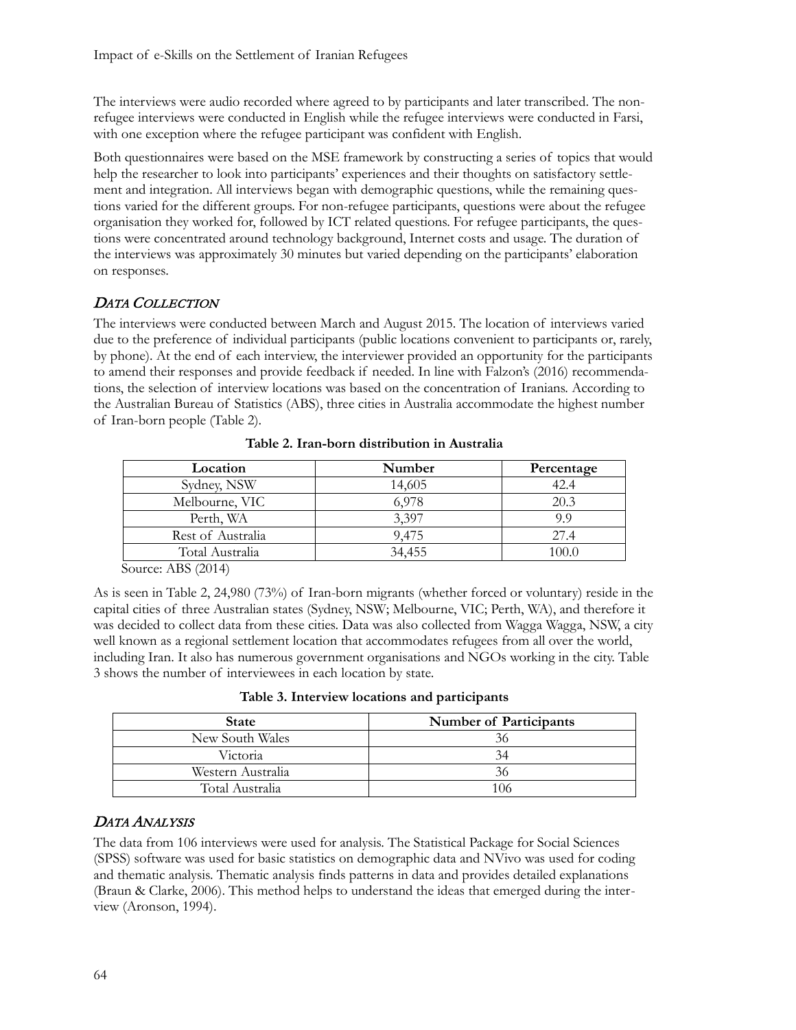The interviews were audio recorded where agreed to by participants and later transcribed. The non-refugee interviews were conducted in English while the refugee interviews were conducted in Farsi, with one exception where the refugee participant was confident with English.

Both questionnaires were based on the MSE framework by constructing a series of topics that would help the researcher to look into participants' experiences and their thoughts on satisfactory settlement and integration. All interviews began with demographic questions, while the remaining questions varied for the different groups. For non-refugee participants, questions were about the refugee organisation they worked for, followed by ICT related questions. For refugee participants, the questions were concentrated around technology background, Internet costs and usage. The duration of the interviews was approximately 30 minutes but varied depending on the participants' elaboration on responses.

## *Data Collection*

The interviews were conducted between March and August 2015. The location of interviews varied due to the preference of individual participants (public locations convenient to participants or, rarely, by phone). At the end of each interview, the interviewer provided an opportunity for the participants to amend their responses and provide feedback if needed. In line with Falzon's (2016) recommendations, the selection of interview locations was based on the concentration of Iranians. According to the Australian Bureau of Statistics (ABS), three cities in Australia accommodate the highest number of Iran-born people (Table 2).

**Table 2. Iran-born distribution in Australia**

| Location | Number | Percentage |
|---|---|---|
| Sydney, NSW | 14,605 | 42.4 |
| Melbourne, VIC | 6,978 | 20.3 |
| Perth, WA | 3,397 | 9.9 |
| Rest of Australia | 9,475 | 27.4 |
| Total Australia | 34,455 | 100.0 |

Source: ABS (2014)

As is seen in Table 2, 24,980 (73%) of Iran-born migrants (whether forced or voluntary) reside in the capital cities of three Australian states (Sydney, NSW; Melbourne, VIC; Perth, WA), and therefore it was decided to collect data from these cities. Data was also collected from Wagga Wagga, NSW, a city well known as a regional settlement location that accommodates refugees from all over the world, including Iran. It also has numerous government organisations and NGOs working in the city. Table 3 shows the number of interviewees in each location by state.

**Table 3. Interview locations and participants**

| State | Number of Participants |
|---|---|
| New South Wales | 36 |
| Victoria | 34 |
| Western Australia | 36 |
| Total Australia | 106 |

## *Data Analysis*

The data from 106 interviews were used for analysis. The Statistical Package for Social Sciences (SPSS) software was used for basic statistics on demographic data and NVivo was used for coding and thematic analysis. Thematic analysis finds patterns in data and provides detailed explanations (Braun & Clarke, 2006). This method helps to understand the ideas that emerged during the interview (Aronson, 1994).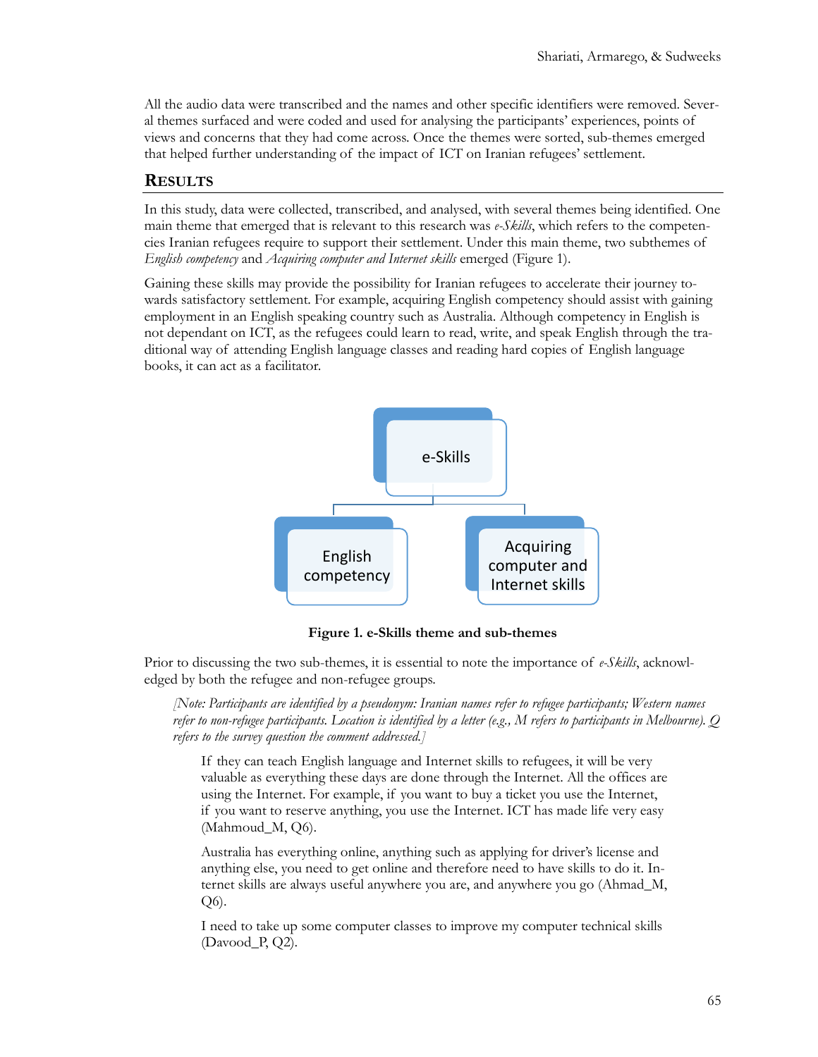All the audio data were transcribed and the names and other specific identifiers were removed. Several themes surfaced and were coded and used for analysing the participants' experiences, points of views and concerns that they had come across. Once the themes were sorted, sub-themes emerged that helped further understanding of the impact of ICT on Iranian refugees' settlement.

## RESULTS

In this study, data were collected, transcribed, and analysed, with several themes being identified. One main theme that emerged that is relevant to this research was *e-Skills*, which refers to the competencies Iranian refugees require to support their settlement. Under this main theme, two subthemes of *English competency* and *Acquiring computer and Internet skills* emerged (Figure 1).

Gaining these skills may provide the possibility for Iranian refugees to accelerate their journey towards satisfactory settlement. For example, acquiring English competency should assist with gaining employment in an English speaking country such as Australia. Although competency in English is not dependant on ICT, as the refugees could learn to read, write, and speak English through the traditional way of attending English language classes and reading hard copies of English language books, it can act as a facilitator.

e-Skills

English competency

Acquiring computer and Internet skills

**Figure 1. e-Skills theme and sub-themes**

Prior to discussing the two sub-themes, it is essential to note the importance of *e-Skills*, acknowledged by both the refugee and non-refugee groups.

> *[Note: Participants are identified by a pseudonym: Iranian names refer to refugee participants; Western names refer to non-refugee participants. Location is identified by a letter (e.g., M refers to participants in Melbourne). Q refers to the survey question the comment addressed.]*

> If they can teach English language and Internet skills to refugees, it will be very valuable as everything these days are done through the Internet. All the offices are using the Internet. For example, if you want to buy a ticket you use the Internet, if you want to reserve anything, you use the Internet. ICT has made life very easy (Mahmoud_M, Q6).

> Australia has everything online, anything such as applying for driver's license and anything else, you need to get online and therefore need to have skills to do it. Internet skills are always useful anywhere you are, and anywhere you go (Ahmad_M, Q6).

> I need to take up some computer classes to improve my computer technical skills (Davood_P, Q2).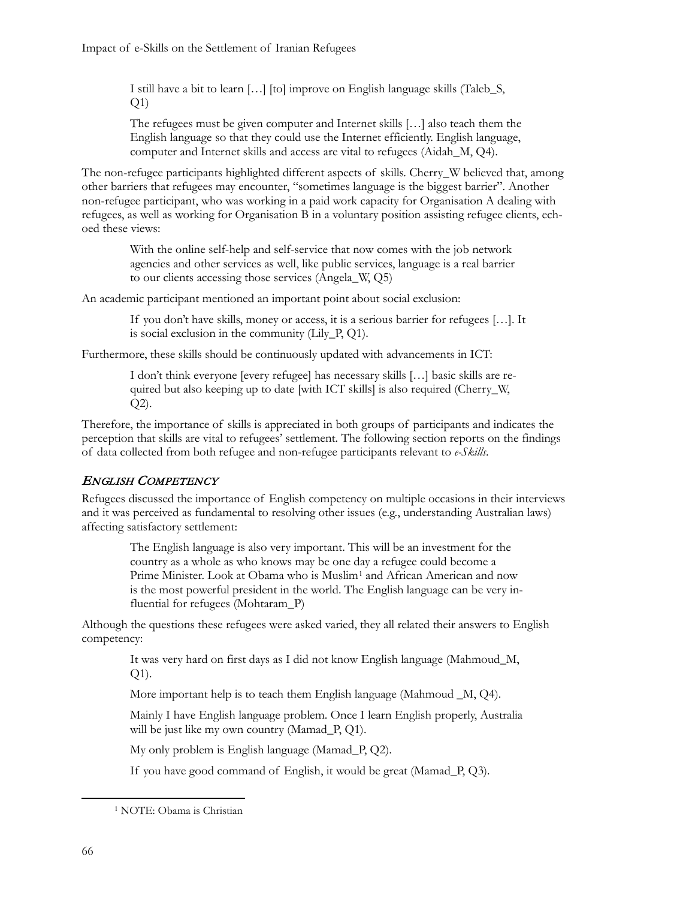> I still have a bit to learn […] [to] improve on English language skills (Taleb_S, Q1)

> The refugees must be given computer and Internet skills […] also teach them the English language so that they could use the Internet efficiently. English language, computer and Internet skills and access are vital to refugees (Aidah_M, Q4).

The non-refugee participants highlighted different aspects of skills. Cherry_W believed that, among other barriers that refugees may encounter, "sometimes language is the biggest barrier". Another non-refugee participant, who was working in a paid work capacity for Organisation A dealing with refugees, as well as working for Organisation B in a voluntary position assisting refugee clients, echoed these views:

> With the online self-help and self-service that now comes with the job network agencies and other services as well, like public services, language is a real barrier to our clients accessing those services (Angela_W, Q5)

An academic participant mentioned an important point about social exclusion:

> If you don't have skills, money or access, it is a serious barrier for refugees […]. It is social exclusion in the community (Lily_P, Q1).

Furthermore, these skills should be continuously updated with advancements in ICT:

> I don't think everyone [every refugee] has necessary skills […] basic skills are required but also keeping up to date [with ICT skills] is also required (Cherry_W, Q2).

Therefore, the importance of skills is appreciated in both groups of participants and indicates the perception that skills are vital to refugees' settlement. The following section reports on the findings of data collected from both refugee and non-refugee participants relevant to *e-Skills*.

### *English Competency*

Refugees discussed the importance of English competency on multiple occasions in their interviews and it was perceived as fundamental to resolving other issues (e.g., understanding Australian laws) affecting satisfactory settlement:

> The English language is also very important. This will be an investment for the country as a whole as who knows may be one day a refugee could become a Prime Minister. Look at Obama who is Muslim[1] and African American and now is the most powerful president in the world. The English language can be very influential for refugees (Mohtaram_P)

Although the questions these refugees were asked varied, they all related their answers to English competency:

> It was very hard on first days as I did not know English language (Mahmoud_M, Q1).

> More important help is to teach them English language (Mahmoud _M, Q4).

> Mainly I have English language problem. Once I learn English properly, Australia will be just like my own country (Mamad_P, Q1).

> My only problem is English language (Mamad_P, Q2).

> If you have good command of English, it would be great (Mamad_P, Q3).

[1] NOTE: Obama is Christian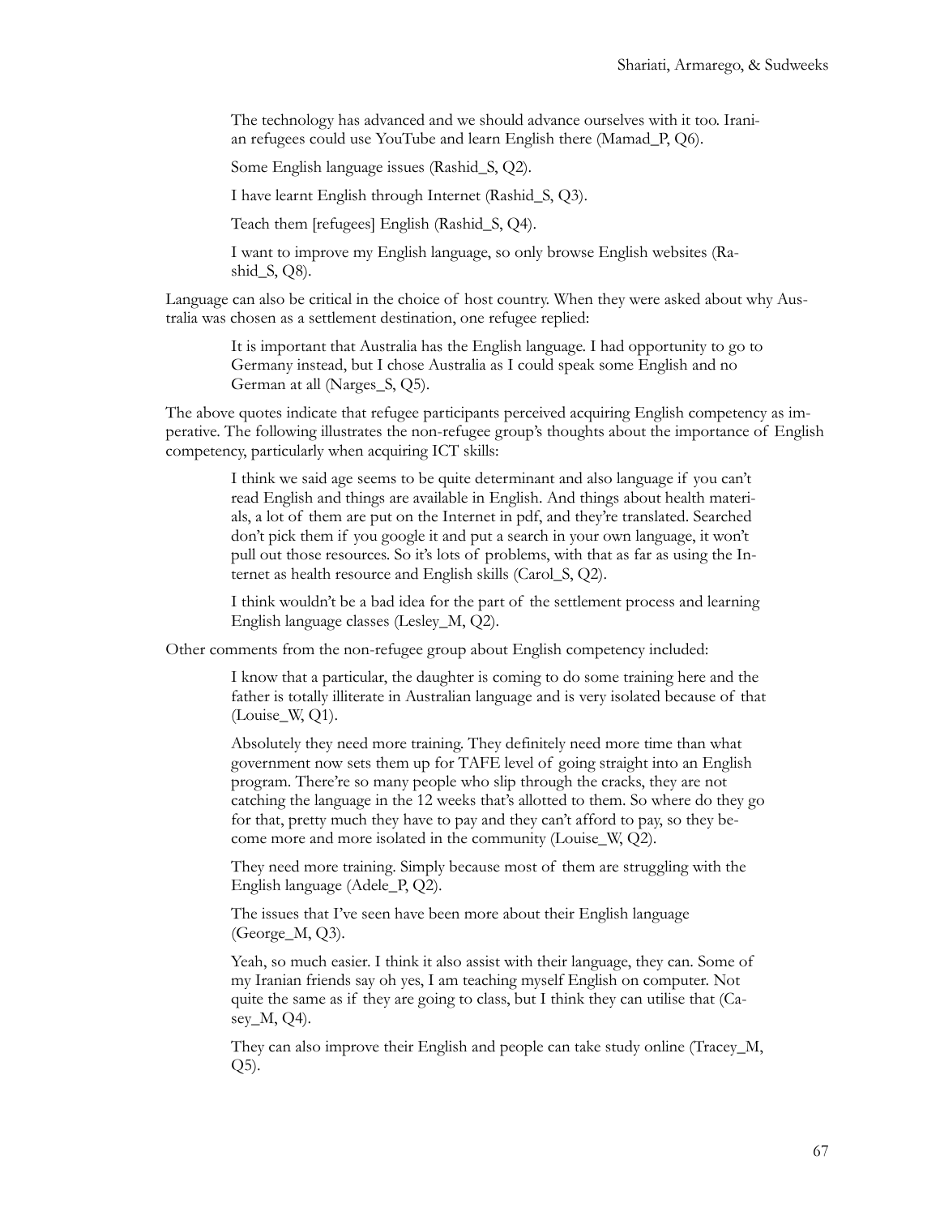> The technology has advanced and we should advance ourselves with it too. Iranian refugees could use YouTube and learn English there (Mamad_P, Q6).

> Some English language issues (Rashid_S, Q2).

> I have learnt English through Internet (Rashid_S, Q3).

> Teach them [refugees] English (Rashid_S, Q4).

> I want to improve my English language, so only browse English websites (Rashid_S, Q8).

Language can also be critical in the choice of host country. When they were asked about why Australia was chosen as a settlement destination, one refugee replied:

> It is important that Australia has the English language. I had opportunity to go to Germany instead, but I chose Australia as I could speak some English and no German at all (Narges_S, Q5).

The above quotes indicate that refugee participants perceived acquiring English competency as imperative. The following illustrates the non-refugee group's thoughts about the importance of English competency, particularly when acquiring ICT skills:

> I think we said age seems to be quite determinant and also language if you can't read English and things are available in English. And things about health materials, a lot of them are put on the Internet in pdf, and they're translated. Searched don't pick them if you google it and put a search in your own language, it won't pull out those resources. So it's lots of problems, with that as far as using the Internet as health resource and English skills (Carol_S, Q2).

> I think wouldn't be a bad idea for the part of the settlement process and learning English language classes (Lesley_M, Q2).

Other comments from the non-refugee group about English competency included:

> I know that a particular, the daughter is coming to do some training here and the father is totally illiterate in Australian language and is very isolated because of that (Louise_W, Q1).

> Absolutely they need more training. They definitely need more time than what government now sets them up for TAFE level of going straight into an English program. There're so many people who slip through the cracks, they are not catching the language in the 12 weeks that's allotted to them. So where do they go for that, pretty much they have to pay and they can't afford to pay, so they become more and more isolated in the community (Louise_W, Q2).

> They need more training. Simply because most of them are struggling with the English language (Adele_P, Q2).

> The issues that I've seen have been more about their English language (George_M, Q3).

> Yeah, so much easier. I think it also assist with their language, they can. Some of my Iranian friends say oh yes, I am teaching myself English on computer. Not quite the same as if they are going to class, but I think they can utilise that (Casey_M, Q4).

> They can also improve their English and people can take study online (Tracey_M, Q5).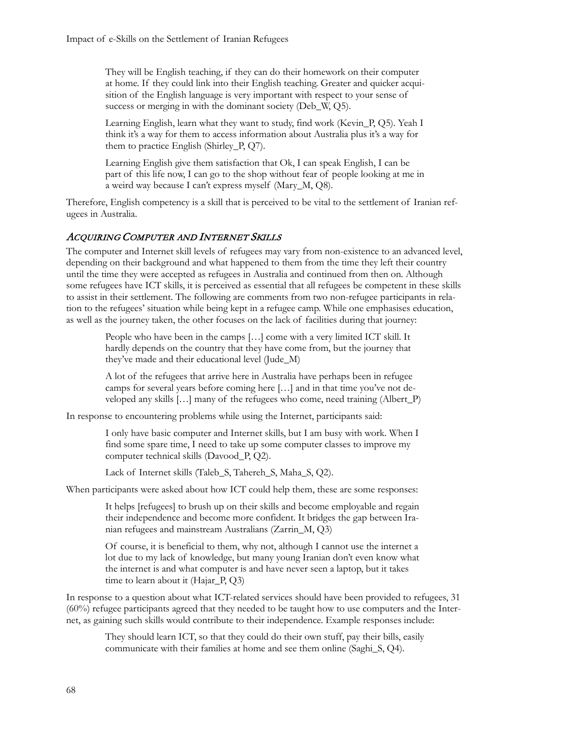> They will be English teaching, if they can do their homework on their computer at home. If they could link into their English teaching. Greater and quicker acquisition of the English language is very important with respect to your sense of success or merging in with the dominant society (Deb_W, Q5).

> Learning English, learn what they want to study, find work (Kevin_P, Q5). Yeah I think it's a way for them to access information about Australia plus it's a way for them to practice English (Shirley_P, Q7).

> Learning English give them satisfaction that Ok, I can speak English, I can be part of this life now, I can go to the shop without fear of people looking at me in a weird way because I can't express myself (Mary_M, Q8).

Therefore, English competency is a skill that is perceived to be vital to the settlement of Iranian refugees in Australia.

### *Acquiring Computer and Internet Skills*

The computer and Internet skill levels of refugees may vary from non-existence to an advanced level, depending on their background and what happened to them from the time they left their country until the time they were accepted as refugees in Australia and continued from then on. Although some refugees have ICT skills, it is perceived as essential that all refugees be competent in these skills to assist in their settlement. The following are comments from two non-refugee participants in relation to the refugees' situation while being kept in a refugee camp. While one emphasises education, as well as the journey taken, the other focuses on the lack of facilities during that journey:

> People who have been in the camps […] come with a very limited ICT skill. It hardly depends on the country that they have come from, but the journey that they've made and their educational level (Jude_M)

> A lot of the refugees that arrive here in Australia have perhaps been in refugee camps for several years before coming here […] and in that time you've not developed any skills […] many of the refugees who come, need training (Albert_P)

In response to encountering problems while using the Internet, participants said:

> I only have basic computer and Internet skills, but I am busy with work. When I find some spare time, I need to take up some computer classes to improve my computer technical skills (Davood_P, Q2).

> Lack of Internet skills (Taleb_S, Tahereh_S, Maha_S, Q2).

When participants were asked about how ICT could help them, these are some responses:

> It helps [refugees] to brush up on their skills and become employable and regain their independence and become more confident. It bridges the gap between Iranian refugees and mainstream Australians (Zarrin_M, Q3)

> Of course, it is beneficial to them, why not, although I cannot use the internet a lot due to my lack of knowledge, but many young Iranian don't even know what the internet is and what computer is and have never seen a laptop, but it takes time to learn about it (Hajar_P, Q3)

In response to a question about what ICT-related services should have been provided to refugees, 31 (60%) refugee participants agreed that they needed to be taught how to use computers and the Internet, as gaining such skills would contribute to their independence. Example responses include:

> They should learn ICT, so that they could do their own stuff, pay their bills, easily communicate with their families at home and see them online (Saghi_S, Q4).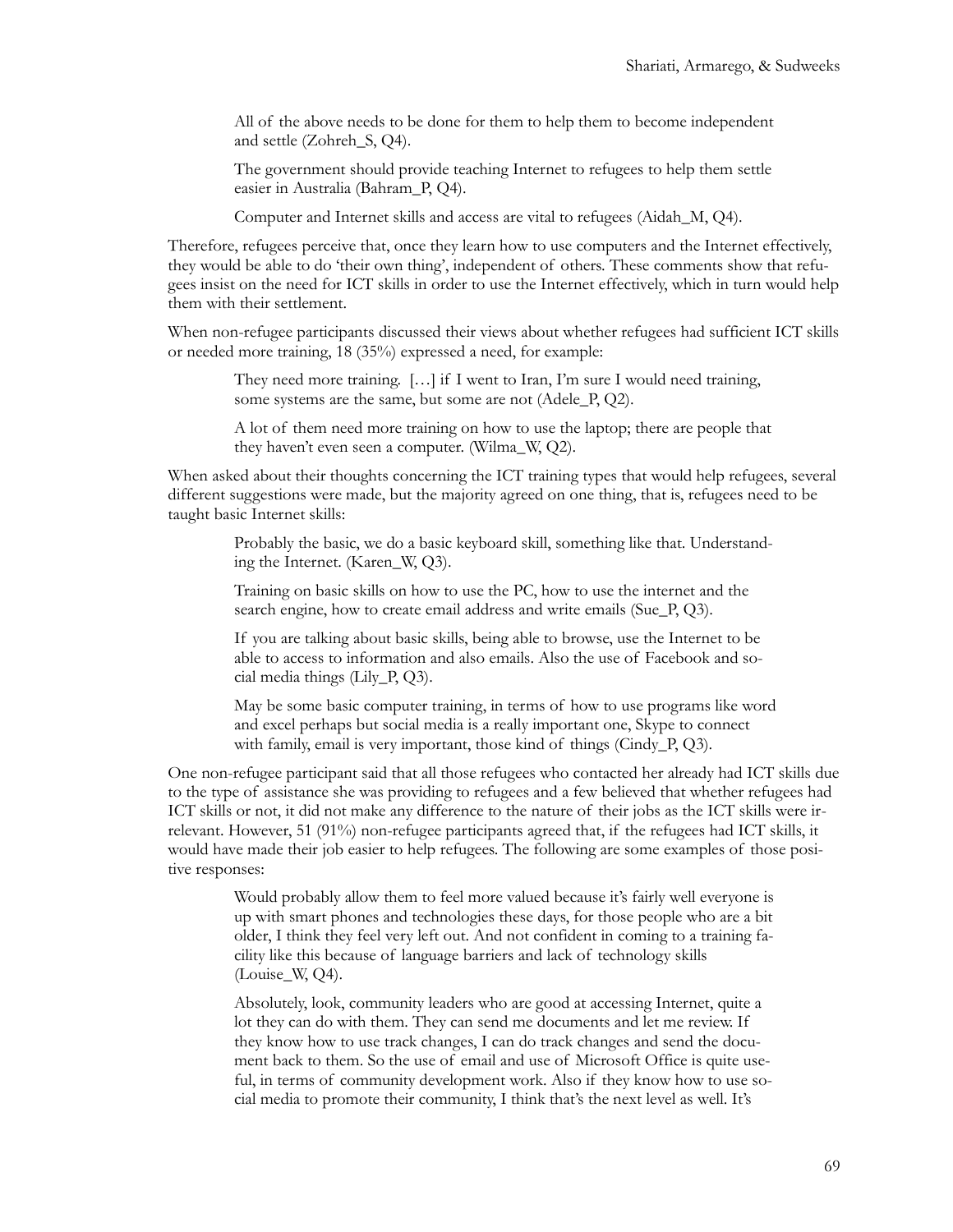> All of the above needs to be done for them to help them to become independent and settle (Zohreh_S, Q4).
>
> The government should provide teaching Internet to refugees to help them settle easier in Australia (Bahram_P, Q4).
>
> Computer and Internet skills and access are vital to refugees (Aidah_M, Q4).

Therefore, refugees perceive that, once they learn how to use computers and the Internet effectively, they would be able to do 'their own thing', independent of others. These comments show that refugees insist on the need for ICT skills in order to use the Internet effectively, which in turn would help them with their settlement.

When non-refugee participants discussed their views about whether refugees had sufficient ICT skills or needed more training, 18 (35%) expressed a need, for example:

> They need more training. […] if I went to Iran, I'm sure I would need training, some systems are the same, but some are not (Adele_P, Q2).
>
> A lot of them need more training on how to use the laptop; there are people that they haven't even seen a computer. (Wilma_W, Q2).

When asked about their thoughts concerning the ICT training types that would help refugees, several different suggestions were made, but the majority agreed on one thing, that is, refugees need to be taught basic Internet skills:

> Probably the basic, we do a basic keyboard skill, something like that. Understanding the Internet. (Karen_W, Q3).
>
> Training on basic skills on how to use the PC, how to use the internet and the search engine, how to create email address and write emails (Sue_P, Q3).
>
> If you are talking about basic skills, being able to browse, use the Internet to be able to access to information and also emails. Also the use of Facebook and social media things (Lily_P, Q3).
>
> May be some basic computer training, in terms of how to use programs like word and excel perhaps but social media is a really important one, Skype to connect with family, email is very important, those kind of things (Cindy_P, Q3).

One non-refugee participant said that all those refugees who contacted her already had ICT skills due to the type of assistance she was providing to refugees and a few believed that whether refugees had ICT skills or not, it did not make any difference to the nature of their jobs as the ICT skills were irrelevant. However, 51 (91%) non-refugee participants agreed that, if the refugees had ICT skills, it would have made their job easier to help refugees. The following are some examples of those positive responses:

> Would probably allow them to feel more valued because it's fairly well everyone is up with smart phones and technologies these days, for those people who are a bit older, I think they feel very left out. And not confident in coming to a training facility like this because of language barriers and lack of technology skills (Louise_W, Q4).
>
> Absolutely, look, community leaders who are good at accessing Internet, quite a lot they can do with them. They can send me documents and let me review. If they know how to use track changes, I can do track changes and send the document back to them. So the use of email and use of Microsoft Office is quite useful, in terms of community development work. Also if they know how to use social media to promote their community, I think that's the next level as well. It's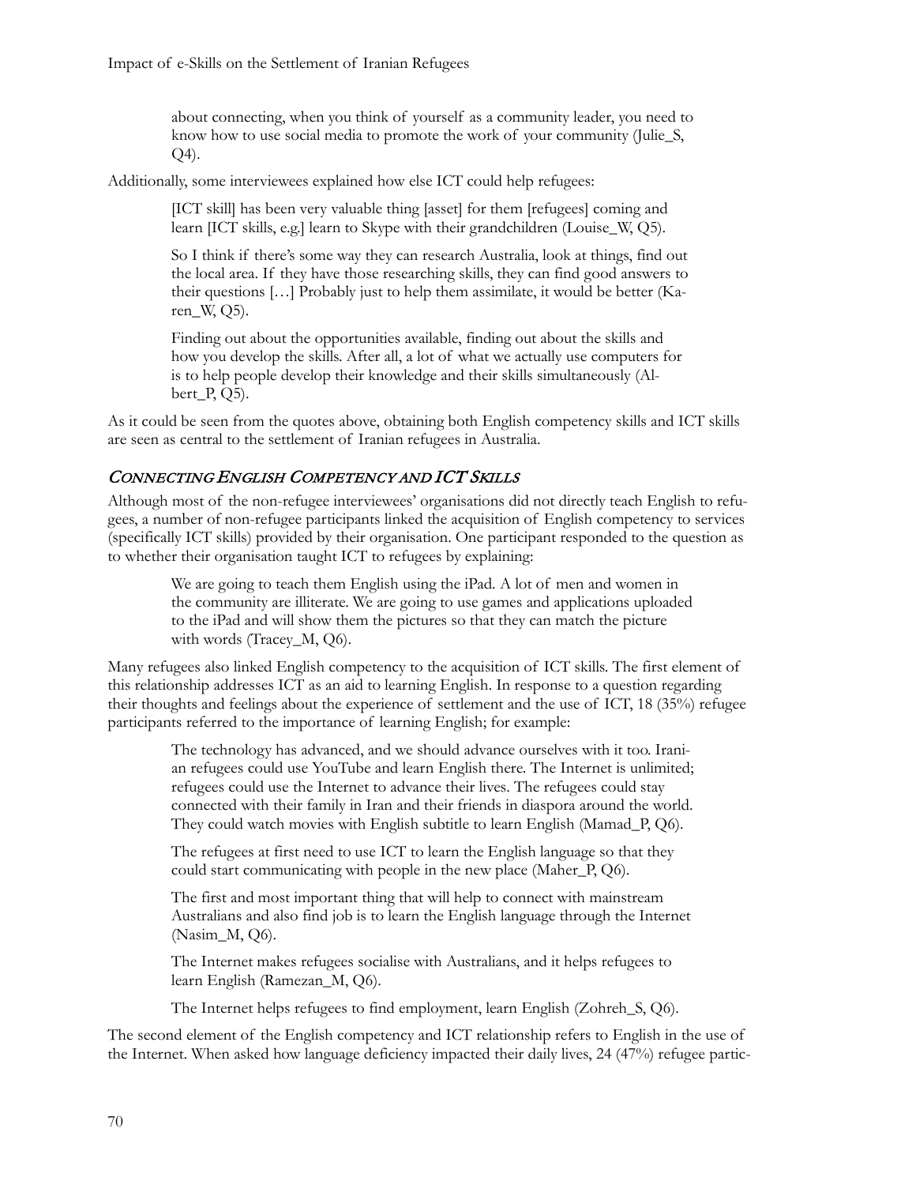> about connecting, when you think of yourself as a community leader, you need to know how to use social media to promote the work of your community (Julie_S, Q4).

Additionally, some interviewees explained how else ICT could help refugees:

> [ICT skill] has been very valuable thing [asset] for them [refugees] coming and learn [ICT skills, e.g.] learn to Skype with their grandchildren (Louise_W, Q5).
>
> So I think if there's some way they can research Australia, look at things, find out the local area. If they have those researching skills, they can find good answers to their questions […] Probably just to help them assimilate, it would be better (Karen_W, Q5).
>
> Finding out about the opportunities available, finding out about the skills and how you develop the skills. After all, a lot of what we actually use computers for is to help people develop their knowledge and their skills simultaneously (Albert_P, Q5).

As it could be seen from the quotes above, obtaining both English competency skills and ICT skills are seen as central to the settlement of Iranian refugees in Australia.

### *Connecting English Competency and ICT Skills*

Although most of the non-refugee interviewees' organisations did not directly teach English to refugees, a number of non-refugee participants linked the acquisition of English competency to services (specifically ICT skills) provided by their organisation. One participant responded to the question as to whether their organisation taught ICT to refugees by explaining:

> We are going to teach them English using the iPad. A lot of men and women in the community are illiterate. We are going to use games and applications uploaded to the iPad and will show them the pictures so that they can match the picture with words (Tracey_M, Q6).

Many refugees also linked English competency to the acquisition of ICT skills. The first element of this relationship addresses ICT as an aid to learning English. In response to a question regarding their thoughts and feelings about the experience of settlement and the use of ICT, 18 (35%) refugee participants referred to the importance of learning English; for example:

> The technology has advanced, and we should advance ourselves with it too. Iranian refugees could use YouTube and learn English there. The Internet is unlimited; refugees could use the Internet to advance their lives. The refugees could stay connected with their family in Iran and their friends in diaspora around the world. They could watch movies with English subtitle to learn English (Mamad_P, Q6).
>
> The refugees at first need to use ICT to learn the English language so that they could start communicating with people in the new place (Maher_P, Q6).
>
> The first and most important thing that will help to connect with mainstream Australians and also find job is to learn the English language through the Internet (Nasim_M, Q6).
>
> The Internet makes refugees socialise with Australians, and it helps refugees to learn English (Ramezan_M, Q6).
>
> The Internet helps refugees to find employment, learn English (Zohreh_S, Q6).

The second element of the English competency and ICT relationship refers to English in the use of the Internet. When asked how language deficiency impacted their daily lives, 24 (47%) refugee partic-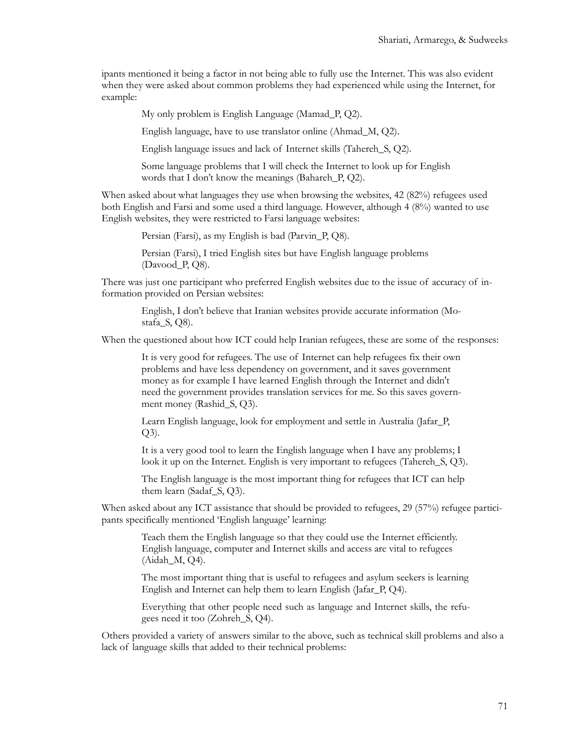ipants mentioned it being a factor in not being able to fully use the Internet. This was also evident when they were asked about common problems they had experienced while using the Internet, for example:

> My only problem is English Language (Mamad_P, Q2).
>
> English language, have to use translator online (Ahmad_M, Q2).
>
> English language issues and lack of Internet skills (Tahereh_S, Q2).
>
> Some language problems that I will check the Internet to look up for English words that I don't know the meanings (Bahareh_P, Q2).

When asked about what languages they use when browsing the websites, 42 (82%) refugees used both English and Farsi and some used a third language. However, although 4 (8%) wanted to use English websites, they were restricted to Farsi language websites:

> Persian (Farsi), as my English is bad (Parvin_P, Q8).
>
> Persian (Farsi), I tried English sites but have English language problems (Davood_P, Q8).

There was just one participant who preferred English websites due to the issue of accuracy of information provided on Persian websites:

> English, I don't believe that Iranian websites provide accurate information (Mostafa_S, Q8).

When the questioned about how ICT could help Iranian refugees, these are some of the responses:

> It is very good for refugees. The use of Internet can help refugees fix their own problems and have less dependency on government, and it saves government money as for example I have learned English through the Internet and didn't need the government provides translation services for me. So this saves government money (Rashid_S, Q3).
>
> Learn English language, look for employment and settle in Australia (Jafar_P, Q3).
>
> It is a very good tool to learn the English language when I have any problems; I look it up on the Internet. English is very important to refugees (Tahereh_S, Q3).
>
> The English language is the most important thing for refugees that ICT can help them learn (Sadaf_S, Q3).

When asked about any ICT assistance that should be provided to refugees, 29 (57%) refugee participants specifically mentioned 'English language' learning:

> Teach them the English language so that they could use the Internet efficiently. English language, computer and Internet skills and access are vital to refugees (Aidah_M, Q4).
>
> The most important thing that is useful to refugees and asylum seekers is learning English and Internet can help them to learn English (Jafar_P, Q4).
>
> Everything that other people need such as language and Internet skills, the refugees need it too (Zohreh_S, Q4).

Others provided a variety of answers similar to the above, such as technical skill problems and also a lack of language skills that added to their technical problems: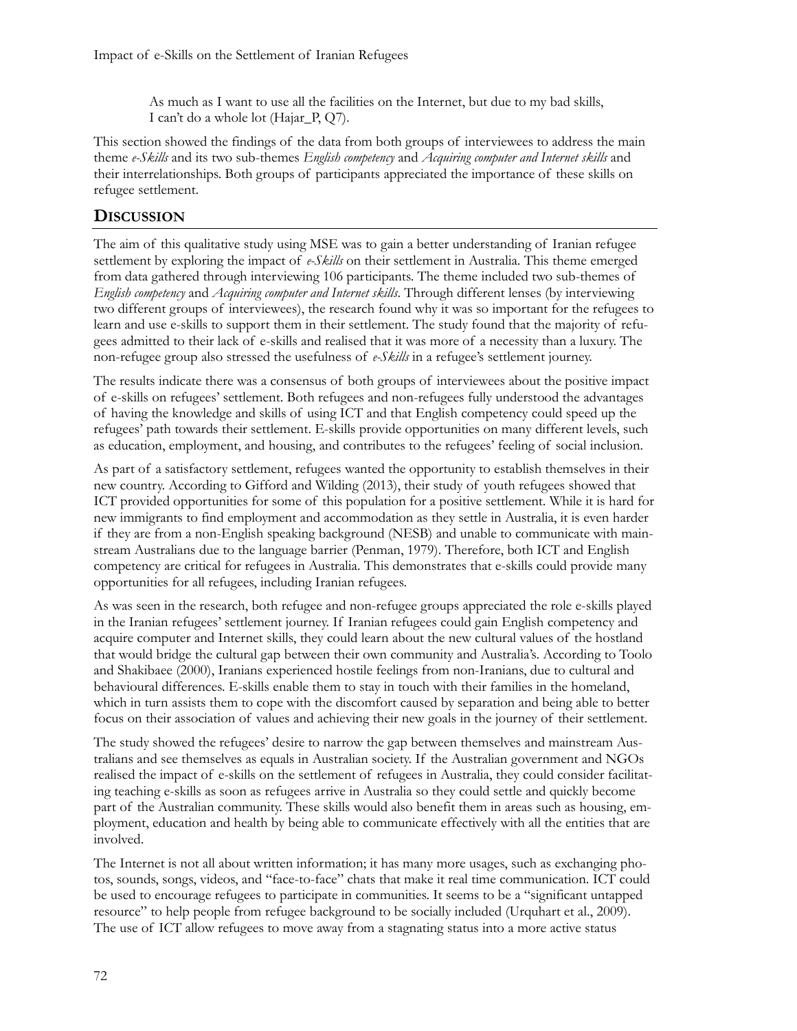> As much as I want to use all the facilities on the Internet, but due to my bad skills, I can't do a whole lot (Hajar_P, Q7).

This section showed the findings of the data from both groups of interviewees to address the main theme *e-Skills* and its two sub-themes *English competency* and *Acquiring computer and Internet skills* and their interrelationships. Both groups of participants appreciated the importance of these skills on refugee settlement.

## DISCUSSION

The aim of this qualitative study using MSE was to gain a better understanding of Iranian refugee settlement by exploring the impact of *e-Skills* on their settlement in Australia. This theme emerged from data gathered through interviewing 106 participants. The theme included two sub-themes of *English competency* and *Acquiring computer and Internet skills*. Through different lenses (by interviewing two different groups of interviewees), the research found why it was so important for the refugees to learn and use e-skills to support them in their settlement. The study found that the majority of refugees admitted to their lack of e-skills and realised that it was more of a necessity than a luxury. The non-refugee group also stressed the usefulness of *e-Skills* in a refugee's settlement journey.

The results indicate there was a consensus of both groups of interviewees about the positive impact of e-skills on refugees' settlement. Both refugees and non-refugees fully understood the advantages of having the knowledge and skills of using ICT and that English competency could speed up the refugees' path towards their settlement. E-skills provide opportunities on many different levels, such as education, employment, and housing, and contributes to the refugees' feeling of social inclusion.

As part of a satisfactory settlement, refugees wanted the opportunity to establish themselves in their new country. According to Gifford and Wilding (2013), their study of youth refugees showed that ICT provided opportunities for some of this population for a positive settlement. While it is hard for new immigrants to find employment and accommodation as they settle in Australia, it is even harder if they are from a non-English speaking background (NESB) and unable to communicate with mainstream Australians due to the language barrier (Penman, 1979). Therefore, both ICT and English competency are critical for refugees in Australia. This demonstrates that e-skills could provide many opportunities for all refugees, including Iranian refugees.

As was seen in the research, both refugee and non-refugee groups appreciated the role e-skills played in the Iranian refugees' settlement journey. If Iranian refugees could gain English competency and acquire computer and Internet skills, they could learn about the new cultural values of the hostland that would bridge the cultural gap between their own community and Australia's. According to Toolo and Shakibaee (2000), Iranians experienced hostile feelings from non-Iranians, due to cultural and behavioural differences. E-skills enable them to stay in touch with their families in the homeland, which in turn assists them to cope with the discomfort caused by separation and being able to better focus on their association of values and achieving their new goals in the journey of their settlement.

The study showed the refugees' desire to narrow the gap between themselves and mainstream Australians and see themselves as equals in Australian society. If the Australian government and NGOs realised the impact of e-skills on the settlement of refugees in Australia, they could consider facilitating teaching e-skills as soon as refugees arrive in Australia so they could settle and quickly become part of the Australian community. These skills would also benefit them in areas such as housing, employment, education and health by being able to communicate effectively with all the entities that are involved.

The Internet is not all about written information; it has many more usages, such as exchanging photos, sounds, songs, videos, and "face-to-face" chats that make it real time communication. ICT could be used to encourage refugees to participate in communities. It seems to be a "significant untapped resource" to help people from refugee background to be socially included (Urquhart et al., 2009). The use of ICT allow refugees to move away from a stagnating status into a more active status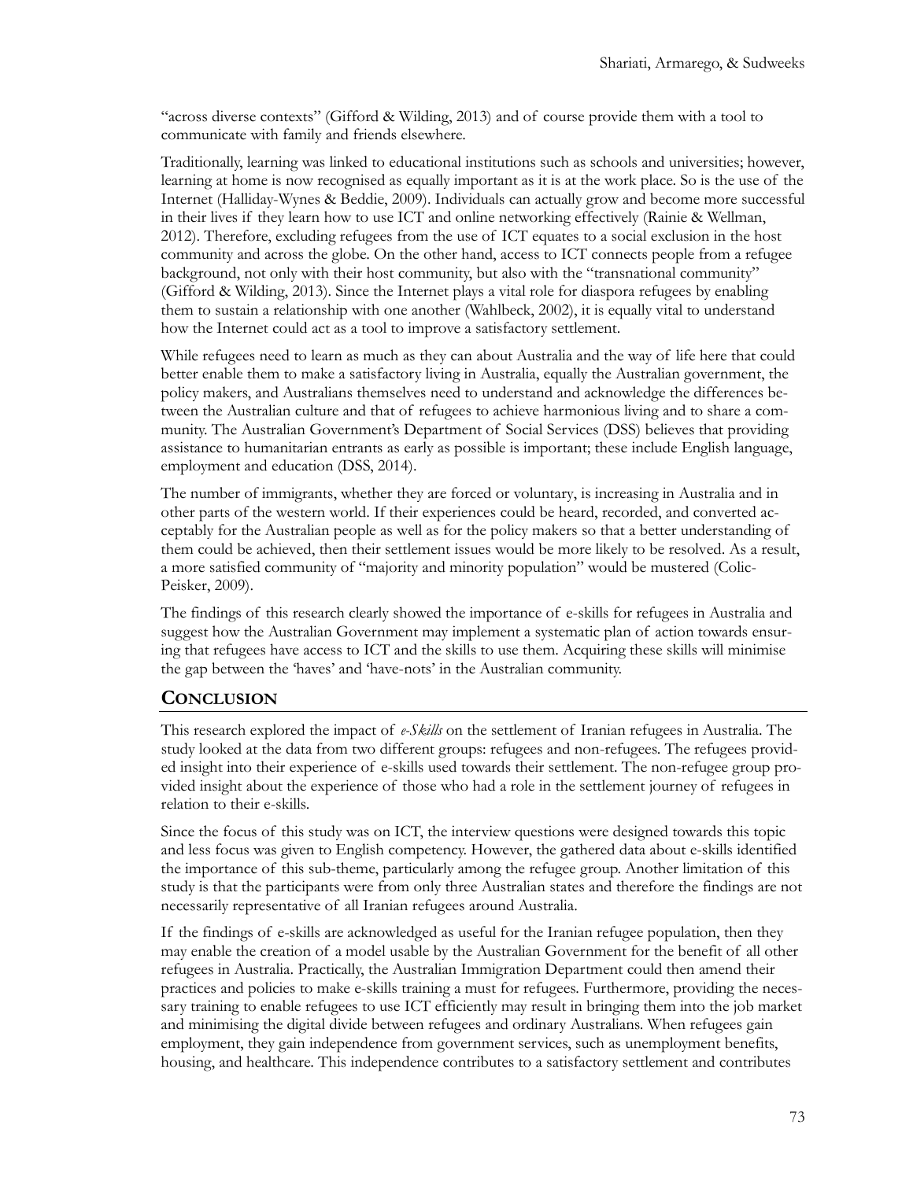"across diverse contexts" (Gifford & Wilding, 2013) and of course provide them with a tool to communicate with family and friends elsewhere.

Traditionally, learning was linked to educational institutions such as schools and universities; however, learning at home is now recognised as equally important as it is at the work place. So is the use of the Internet (Halliday-Wynes & Beddie, 2009). Individuals can actually grow and become more successful in their lives if they learn how to use ICT and online networking effectively (Rainie & Wellman, 2012). Therefore, excluding refugees from the use of ICT equates to a social exclusion in the host community and across the globe. On the other hand, access to ICT connects people from a refugee background, not only with their host community, but also with the "transnational community" (Gifford & Wilding, 2013). Since the Internet plays a vital role for diaspora refugees by enabling them to sustain a relationship with one another (Wahlbeck, 2002), it is equally vital to understand how the Internet could act as a tool to improve a satisfactory settlement.

While refugees need to learn as much as they can about Australia and the way of life here that could better enable them to make a satisfactory living in Australia, equally the Australian government, the policy makers, and Australians themselves need to understand and acknowledge the differences between the Australian culture and that of refugees to achieve harmonious living and to share a community. The Australian Government's Department of Social Services (DSS) believes that providing assistance to humanitarian entrants as early as possible is important; these include English language, employment and education (DSS, 2014).

The number of immigrants, whether they are forced or voluntary, is increasing in Australia and in other parts of the western world. If their experiences could be heard, recorded, and converted acceptably for the Australian people as well as for the policy makers so that a better understanding of them could be achieved, then their settlement issues would be more likely to be resolved. As a result, a more satisfied community of "majority and minority population" would be mustered (Colic-Peisker, 2009).

The findings of this research clearly showed the importance of e-skills for refugees in Australia and suggest how the Australian Government may implement a systematic plan of action towards ensuring that refugees have access to ICT and the skills to use them. Acquiring these skills will minimise the gap between the 'haves' and 'have-nots' in the Australian community.

## Conclusion

This research explored the impact of *e-Skills* on the settlement of Iranian refugees in Australia. The study looked at the data from two different groups: refugees and non-refugees. The refugees provided insight into their experience of e-skills used towards their settlement. The non-refugee group provided insight about the experience of those who had a role in the settlement journey of refugees in relation to their e-skills.

Since the focus of this study was on ICT, the interview questions were designed towards this topic and less focus was given to English competency. However, the gathered data about e-skills identified the importance of this sub-theme, particularly among the refugee group. Another limitation of this study is that the participants were from only three Australian states and therefore the findings are not necessarily representative of all Iranian refugees around Australia.

If the findings of e-skills are acknowledged as useful for the Iranian refugee population, then they may enable the creation of a model usable by the Australian Government for the benefit of all other refugees in Australia. Practically, the Australian Immigration Department could then amend their practices and policies to make e-skills training a must for refugees. Furthermore, providing the necessary training to enable refugees to use ICT efficiently may result in bringing them into the job market and minimising the digital divide between refugees and ordinary Australians. When refugees gain employment, they gain independence from government services, such as unemployment benefits, housing, and healthcare. This independence contributes to a satisfactory settlement and contributes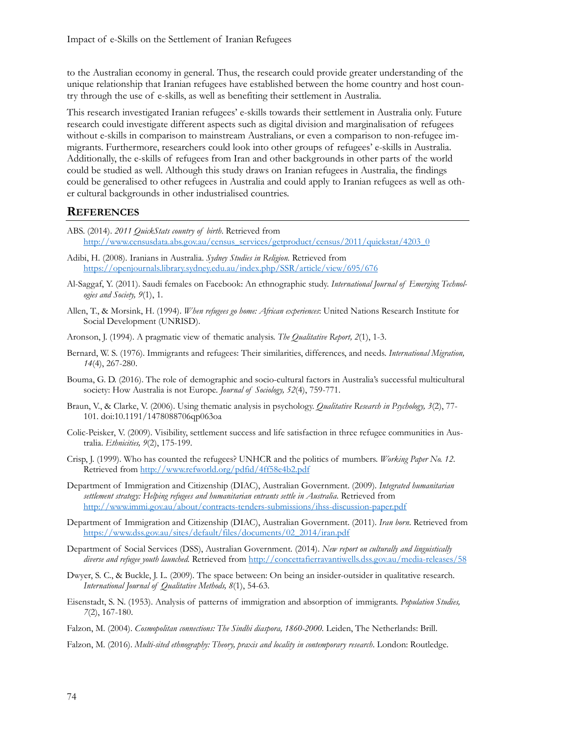to the Australian economy in general. Thus, the research could provide greater understanding of the unique relationship that Iranian refugees have established between the home country and host country through the use of e-skills, as well as benefiting their settlement in Australia.

This research investigated Iranian refugees' e-skills towards their settlement in Australia only. Future research could investigate different aspects such as digital division and marginalisation of refugees without e-skills in comparison to mainstream Australians, or even a comparison to non-refugee immigrants. Furthermore, researchers could look into other groups of refugees' e-skills in Australia. Additionally, the e-skills of refugees from Iran and other backgrounds in other parts of the world could be studied as well. Although this study draws on Iranian refugees in Australia, the findings could be generalised to other refugees in Australia and could apply to Iranian refugees as well as other cultural backgrounds in other industrialised countries.

## References

ABS. (2014). *2011 QuickStats country of birth*. Retrieved from http://www.censusdata.abs.gov.au/census_services/getproduct/census/2011/quickstat/4203_0

Adibi, H. (2008). Iranians in Australia. *Sydney Studies in Religion.* Retrieved from https://openjournals.library.sydney.edu.au/index.php/SSR/article/view/695/676

Al-Saggaf, Y. (2011). Saudi females on Facebook: An ethnographic study. *International Journal of Emerging Technologies and Society, 9*(1), 1.

Allen, T., & Morsink, H. (1994). *When refugees go home: African experiences*: United Nations Research Institute for Social Development (UNRISD).

Aronson, J. (1994). A pragmatic view of thematic analysis. *The Qualitative Report, 2*(1), 1-3.

Bernard, W. S. (1976). Immigrants and refugees: Their similarities, differences, and needs. *International Migration, 14*(4), 267-280.

Bouma, G. D. (2016). The role of demographic and socio-cultural factors in Australia's successful multicultural society: How Australia is not Europe. *Journal of Sociology, 52*(4), 759-771.

Braun, V., & Clarke, V. (2006). Using thematic analysis in psychology. *Qualitative Research in Psychology, 3*(2), 77-101. doi:10.1191/1478088706qp063oa

Colic-Peisker, V. (2009). Visibility, settlement success and life satisfaction in three refugee communities in Australia. *Ethnicities, 9*(2), 175-199.

Crisp, J. (1999). Who has counted the refugees? UNHCR and the politics of numbers. *Working Paper No. 12.* Retrieved from http://www.refworld.org/pdfid/4ff58e4b2.pdf

Department of Immigration and Citizenship (DIAC), Australian Government. (2009). *Integrated humanitarian settlement strategy: Helping refugees and humanitarian entrants settle in Australia.* Retrieved from http://www.immi.gov.au/about/contracts-tenders-submissions/ihss-discussion-paper.pdf

Department of Immigration and Citizenship (DIAC), Australian Government. (2011). *Iran born.* Retrieved from https://www.dss.gov.au/sites/default/files/documents/02_2014/iran.pdf

Department of Social Services (DSS), Australian Government. (2014). *New report on culturally and linguistically diverse and refugee youth launched.* Retrieved from http://concettafierravantiwells.dss.gov.au/media-releases/58

Dwyer, S. C., & Buckle, J. L. (2009). The space between: On being an insider-outsider in qualitative research. *International Journal of Qualitative Methods, 8*(1), 54-63.

Eisenstadt, S. N. (1953). Analysis of patterns of immigration and absorption of immigrants. *Population Studies, 7*(2), 167-180.

Falzon, M. (2004). *Cosmopolitan connections: The Sindhi diaspora, 1860-2000.* Leiden, The Netherlands: Brill.

Falzon, M. (2016). *Multi-sited ethnography: Theory, praxis and locality in contemporary research.* London: Routledge.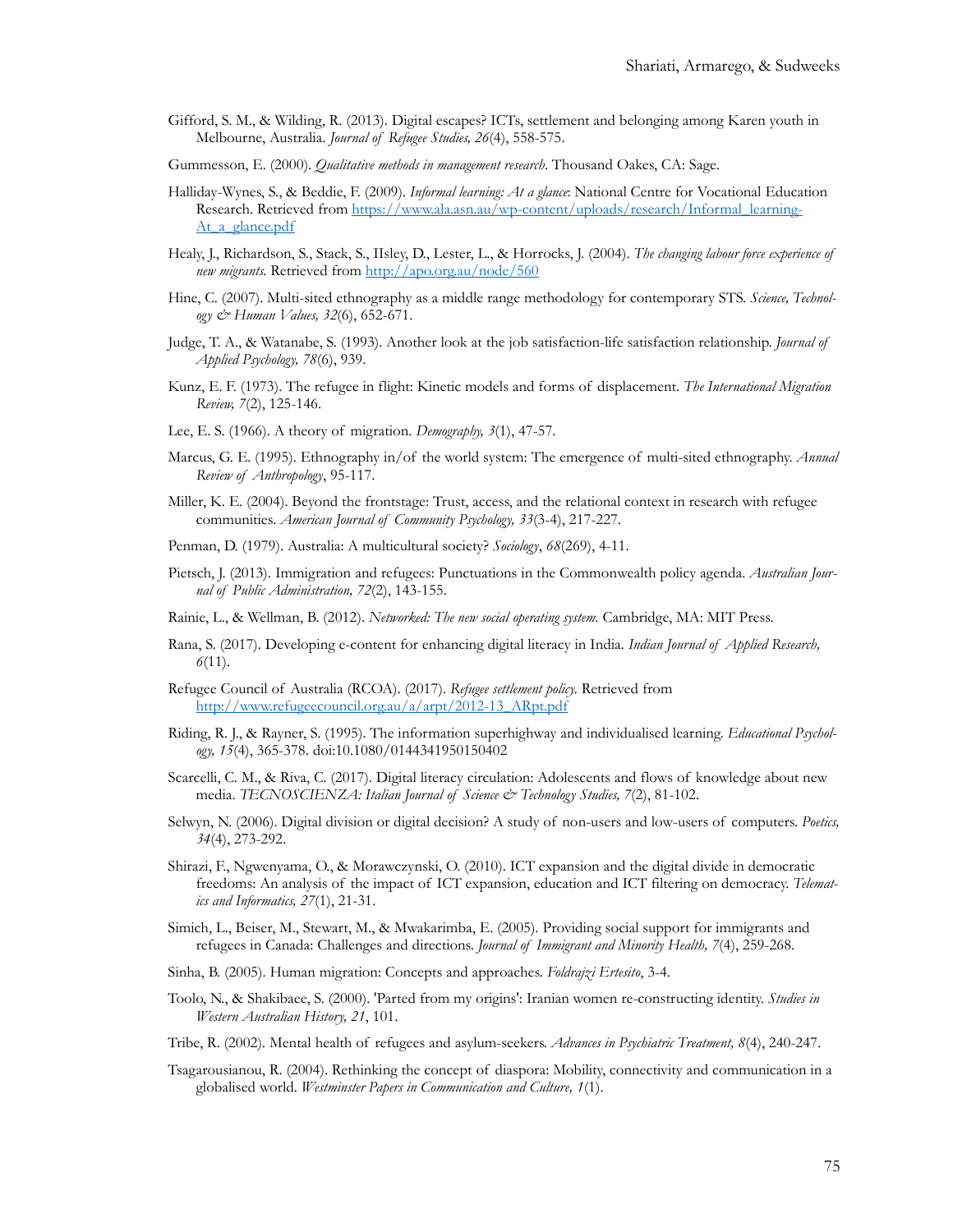Gifford, S. M., & Wilding, R. (2013). Digital escapes? ICTs, settlement and belonging among Karen youth in Melbourne, Australia. *Journal of Refugee Studies, 26*(4), 558-575.

Gummesson, E. (2000). *Qualitative methods in management research*. Thousand Oakes, CA: Sage.

Halliday-Wynes, S., & Beddie, F. (2009). *Informal learning: At a glance*: National Centre for Vocational Education Research. Retrieved from https://www.ala.asn.au/wp-content/uploads/research/Informal_learning-At_a_glance.pdf

Healy, J., Richardson, S., Stack, S., IIsley, D., Lester, L., & Horrocks, J. (2004). *The changing labour force experience of new migrants.* Retrieved from http://apo.org.au/node/560

Hine, C. (2007). Multi-sited ethnography as a middle range methodology for contemporary STS. *Science, Technology & Human Values, 32*(6), 652-671.

Judge, T. A., & Watanabe, S. (1993). Another look at the job satisfaction-life satisfaction relationship. *Journal of Applied Psychology, 78*(6), 939.

Kunz, E. F. (1973). The refugee in flight: Kinetic models and forms of displacement. *The International Migration Review, 7*(2), 125-146.

Lee, E. S. (1966). A theory of migration. *Demography, 3*(1), 47-57.

Marcus, G. E. (1995). Ethnography in/of the world system: The emergence of multi-sited ethnography. *Annual Review of Anthropology*, 95-117.

Miller, K. E. (2004). Beyond the frontstage: Trust, access, and the relational context in research with refugee communities. *American Journal of Community Psychology, 33*(3-4), 217-227.

Penman, D. (1979). Australia: A multicultural society? *Sociology*, *68*(269), 4-11.

Pietsch, J. (2013). Immigration and refugees: Punctuations in the Commonwealth policy agenda. *Australian Journal of Public Administration, 72*(2), 143-155.

Rainie, L., & Wellman, B. (2012). *Networked: The new social operating system.* Cambridge, MA: MIT Press.

Rana, S. (2017). Developing e-content for enhancing digital literacy in India. *Indian Journal of Applied Research, 6*(11).

Refugee Council of Australia (RCOA). (2017). *Refugee settlement policy.* Retrieved from http://www.refugeecouncil.org.au/a/arpt/2012-13_ARpt.pdf

Riding, R. J., & Rayner, S. (1995). The information superhighway and individualised learning. *Educational Psychology, 15*(4), 365-378. doi:10.1080/0144341950150402

Scarcelli, C. M., & Riva, C. (2017). Digital literacy circulation: Adolescents and flows of knowledge about new media. *TECNOSCIENZA: Italian Journal of Science & Technology Studies, 7*(2), 81-102.

Selwyn, N. (2006). Digital division or digital decision? A study of non-users and low-users of computers. *Poetics, 34*(4), 273-292.

Shirazi, F., Ngwenyama, O., & Morawczynski, O. (2010). ICT expansion and the digital divide in democratic freedoms: An analysis of the impact of ICT expansion, education and ICT filtering on democracy. *Telematics and Informatics, 27*(1), 21-31.

Simich, L., Beiser, M., Stewart, M., & Mwakarimba, E. (2005). Providing social support for immigrants and refugees in Canada: Challenges and directions. *Journal of Immigrant and Minority Health, 7*(4), 259-268.

Sinha, B. (2005). Human migration: Concepts and approaches. *Foldrajzi Ertesito*, 3-4.

Toolo, N., & Shakibaee, S. (2000). 'Parted from my origins': Iranian women re-constructing identity. *Studies in Western Australian History, 21*, 101.

Tribe, R. (2002). Mental health of refugees and asylum-seekers. *Advances in Psychiatric Treatment, 8*(4), 240-247.

Tsagarousianou, R. (2004). Rethinking the concept of diaspora: Mobility, connectivity and communication in a globalised world. *Westminster Papers in Communication and Culture, 1*(1).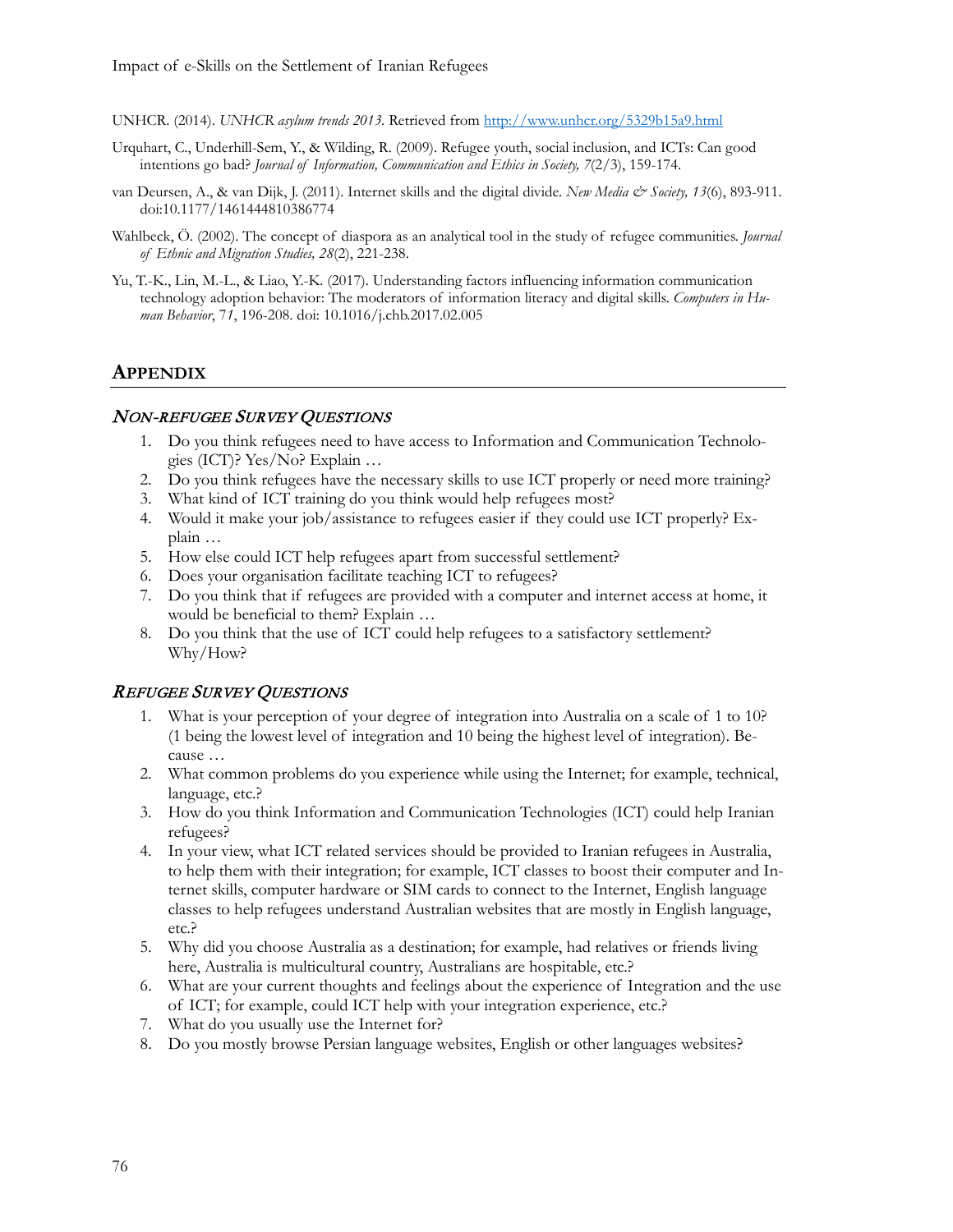UNHCR. (2014). *UNHCR asylum trends 2013.* Retrieved from http://www.unhcr.org/5329b15a9.html

Urquhart, C., Underhill-Sem, Y., & Wilding, R. (2009). Refugee youth, social inclusion, and ICTs: Can good intentions go bad? *Journal of Information, Communication and Ethics in Society, 7*(2/3), 159-174.

van Deursen, A., & van Dijk, J. (2011). Internet skills and the digital divide. *New Media & Society, 13*(6), 893-911. doi:10.1177/1461444810386774

Wahlbeck, Ö. (2002). The concept of diaspora as an analytical tool in the study of refugee communities. *Journal of Ethnic and Migration Studies, 28*(2), 221-238.

Yu, T.-K., Lin, M.-L., & Liao, Y.-K. (2017). Understanding factors influencing information communication technology adoption behavior: The moderators of information literacy and digital skills. *Computers in Human Behavior*, 7*1*, 196-208. doi: 10.1016/j.chb.2017.02.005

## Appendix

### *Non-refugee Survey Questions*

1. Do you think refugees need to have access to Information and Communication Technologies (ICT)? Yes/No? Explain …
2. Do you think refugees have the necessary skills to use ICT properly or need more training?
3. What kind of ICT training do you think would help refugees most?
4. Would it make your job/assistance to refugees easier if they could use ICT properly? Explain …
5. How else could ICT help refugees apart from successful settlement?
6. Does your organisation facilitate teaching ICT to refugees?
7. Do you think that if refugees are provided with a computer and internet access at home, it would be beneficial to them? Explain …
8. Do you think that the use of ICT could help refugees to a satisfactory settlement? Why/How?

### *Refugee Survey Questions*

1. What is your perception of your degree of integration into Australia on a scale of 1 to 10? (1 being the lowest level of integration and 10 being the highest level of integration). Because …
2. What common problems do you experience while using the Internet; for example, technical, language, etc.?
3. How do you think Information and Communication Technologies (ICT) could help Iranian refugees?
4. In your view, what ICT related services should be provided to Iranian refugees in Australia, to help them with their integration; for example, ICT classes to boost their computer and Internet skills, computer hardware or SIM cards to connect to the Internet, English language classes to help refugees understand Australian websites that are mostly in English language, etc.?
5. Why did you choose Australia as a destination; for example, had relatives or friends living here, Australia is multicultural country, Australians are hospitable, etc.?
6. What are your current thoughts and feelings about the experience of Integration and the use of ICT; for example, could ICT help with your integration experience, etc.?
7. What do you usually use the Internet for?
8. Do you mostly browse Persian language websites, English or other languages websites?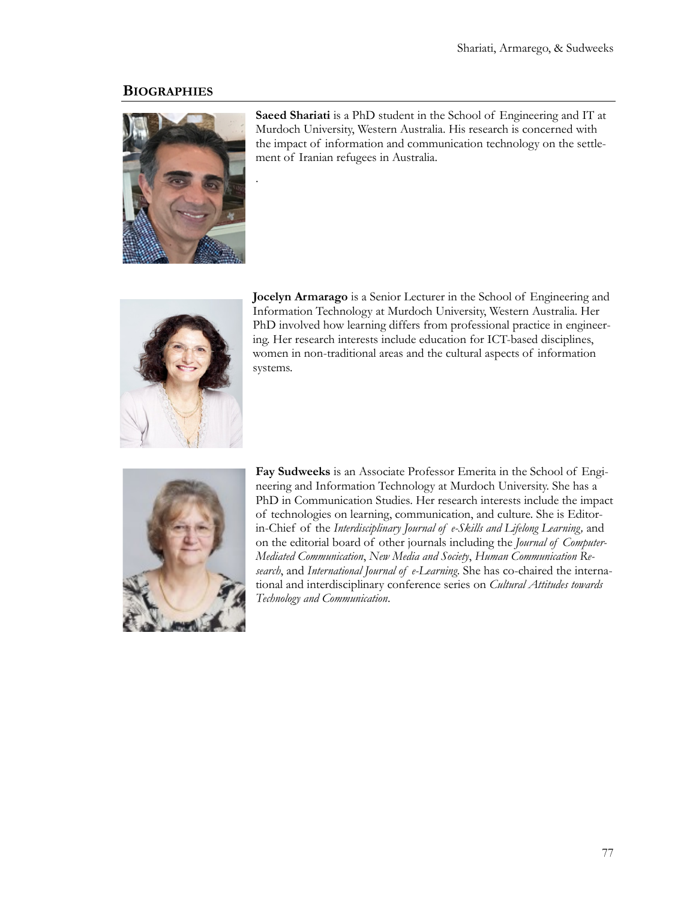## BIOGRAPHIES

**Saeed Shariati** is a PhD student in the School of Engineering and IT at Murdoch University, Western Australia. His research is concerned with the impact of information and communication technology on the settlement of Iranian refugees in Australia.

.

**Jocelyn Armarago** is a Senior Lecturer in the School of Engineering and Information Technology at Murdoch University, Western Australia. Her PhD involved how learning differs from professional practice in engineering. Her research interests include education for ICT-based disciplines, women in non-traditional areas and the cultural aspects of information systems.

**Fay Sudweeks** is an Associate Professor Emerita in the School of Engineering and Information Technology at Murdoch University. She has a PhD in Communication Studies. Her research interests include the impact of technologies on learning, communication, and culture. She is Editor-in-Chief of the *Interdisciplinary Journal of e-Skills and Lifelong Learning,* and on the editorial board of other journals including the *Journal of Computer-Mediated Communication*, *New Media and Society*, *Human Communication Research*, and *International Journal of e-Learning*. She has co-chaired the international and interdisciplinary conference series on *Cultural Attitudes towards Technology and Communication*.